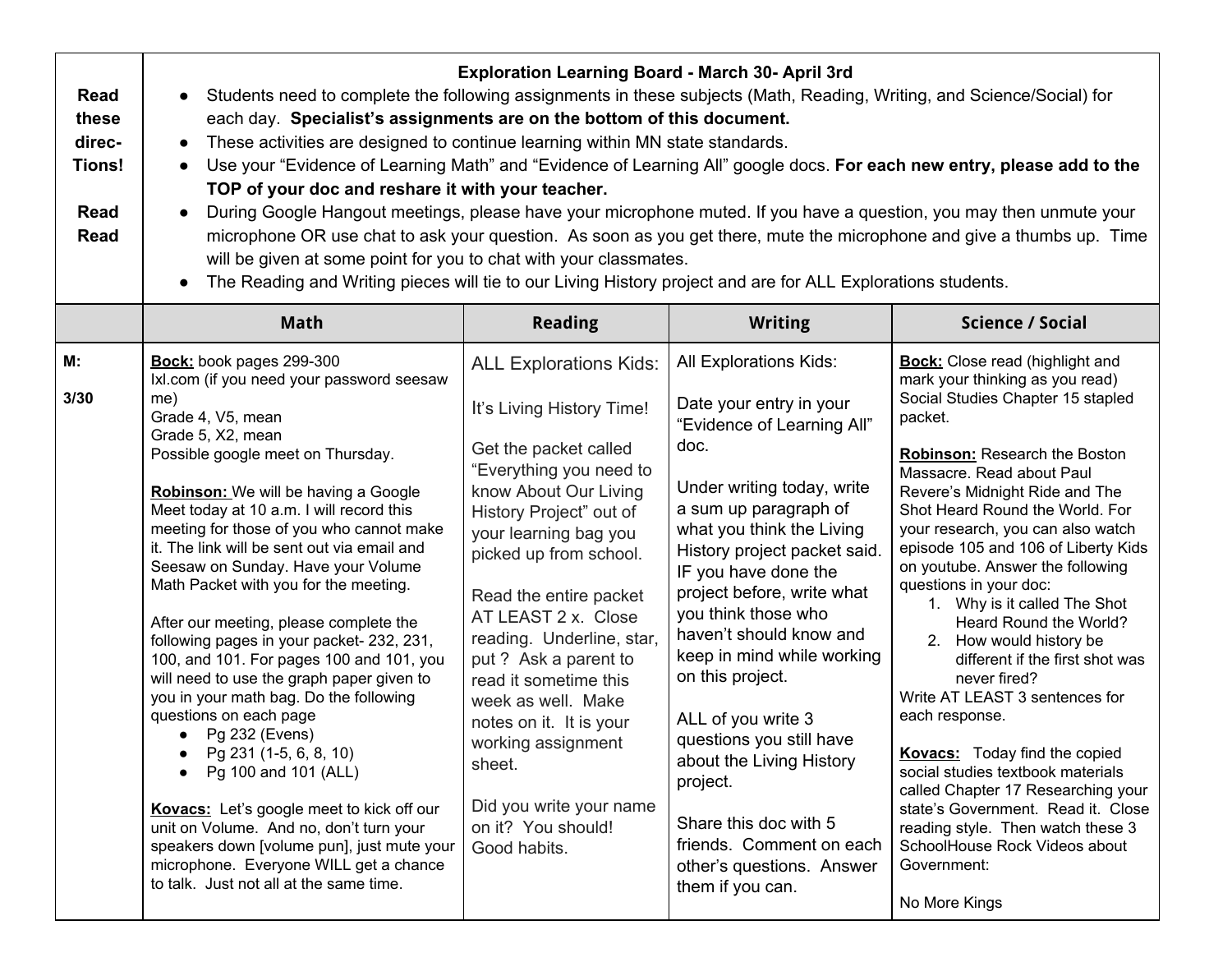| Read these direc-Tions!<br><br>Read Read | **Exploration Learning Board - March 30- April 3rd**<br>● Students need to complete the following assignments in these subjects (Math, Reading, Writing, and Science/Social) for each day. **Specialist's assignments are on the bottom of this document.**<br>● These activities are designed to continue learning within MN state standards.<br>● Use your "Evidence of Learning Math" and "Evidence of Learning All" google docs. **For each new entry, please add to the TOP of your doc and reshare it with your teacher.**<br>● During Google Hangout meetings, please have your microphone muted. If you have a question, you may then unmute your microphone OR use chat to ask your question. As soon as you get there, mute the microphone and give a thumbs up. Time will be given at some point for you to chat with your classmates.<br>● The Reading and Writing pieces will tie to our Living History project and are for ALL Explorations students. | | | |
|---|---|---|---|---|
| | **Math** | **Reading** | **Writing** | **Science / Social** |
| **M:**<br><br>**3/30** | **Bock:** book pages 299-300<br>Ixl.com (if you need your password seesaw me)<br>Grade 4, V5, mean<br>Grade 5, X2, mean<br>Possible google meet on Thursday.<br><br>**Robinson:** We will be having a Google Meet today at 10 a.m. I will record this meeting for those of you who cannot make it. The link will be sent out via email and Seesaw on Sunday. Have your Volume Math Packet with you for the meeting.<br><br>After our meeting, please complete the following pages in your packet- 232, 231, 100, and 101. For pages 100 and 101, you will need to use the graph paper given to you in your math bag. Do the following questions on each page<br>● Pg 232 (Evens)<br>● Pg 231 (1-5, 6, 8, 10)<br>● Pg 100 and 101 (ALL)<br><br>**Kovacs:** Let's google meet to kick off our unit on Volume. And no, don't turn your speakers down [volume pun], just mute your microphone. Everyone WILL get a chance to talk. Just not all at the same time. | ALL Explorations Kids:<br><br>It's Living History Time!<br><br>Get the packet called "Everything you need to know About Our Living History Project" out of your learning bag you picked up from school.<br><br>Read the entire packet AT LEAST 2 x. Close reading. Underline, star, put ? Ask a parent to read it sometime this week as well. Make notes on it. It is your working assignment sheet.<br><br>Did you write your name on it? You should! Good habits. | All Explorations Kids:<br><br>Date your entry in your "Evidence of Learning All" doc.<br><br>Under writing today, write a sum up paragraph of what you think the Living History project packet said. IF you have done the project before, write what you think those who haven't should know and keep in mind while working on this project.<br><br>ALL of you write 3 questions you still have about the Living History project.<br><br>Share this doc with 5 friends. Comment on each other's questions. Answer them if you can. | **Bock:** Close read (highlight and mark your thinking as you read) Social Studies Chapter 15 stapled packet.<br><br>**Robinson:** Research the Boston Massacre. Read about Paul Revere's Midnight Ride and The Shot Heard Round the World. For your research, you can also watch episode 105 and 106 of Liberty Kids on youtube. Answer the following questions in your doc:<br>1. Why is it called The Shot Heard Round the World?<br>2. How would history be different if the first shot was never fired?<br>Write AT LEAST 3 sentences for each response.<br><br>**Kovacs:** Today find the copied social studies textbook materials called Chapter 17 Researching your state's Government. Read it. Close reading style. Then watch these 3 SchoolHouse Rock Videos about Government:<br><br>No More Kings |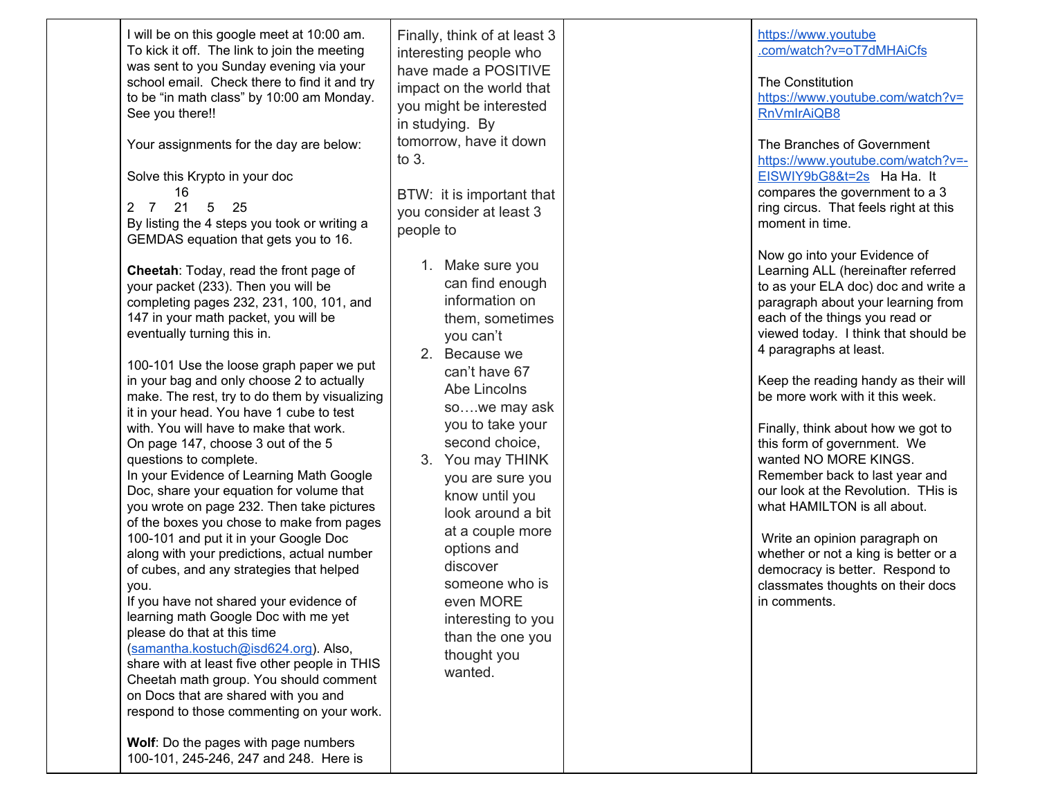| | | | | |
|---|---|---|---|---|
| | I will be on this google meet at 10:00 am. To kick it off. The link to join the meeting was sent to you Sunday evening via your school email. Check there to find it and try to be "in math class" by 10:00 am Monday. See you there!!<br><br>Your assignments for the day are below:<br><br>Solve this Krypto in your doc<br>16<br>2 7 21 5 25<br>By listing the 4 steps you took or writing a GEMDAS equation that gets you to 16.<br><br>**Cheetah**: Today, read the front page of your packet (233). Then you will be completing pages 232, 231, 100, 101, and 147 in your math packet, you will be eventually turning this in.<br><br>100-101 Use the loose graph paper we put in your bag and only choose 2 to actually make. The rest, try to do them by visualizing it in your head. You have 1 cube to test with. You will have to make that work.<br>On page 147, choose 3 out of the 5 questions to complete.<br>In your Evidence of Learning Math Google Doc, share your equation for volume that you wrote on page 232. Then take pictures of the boxes you chose to make from pages 100-101 and put it in your Google Doc along with your predictions, actual number of cubes, and any strategies that helped you.<br>If you have not shared your evidence of learning math Google Doc with me yet please do that at this time (samantha.kostuch@isd624.org). Also, share with at least five other people in THIS Cheetah math group. You should comment on Docs that are shared with you and respond to those commenting on your work.<br><br>**Wolf**: Do the pages with page numbers 100-101, 245-246, 247 and 248. Here is | Finally, think of at least 3 interesting people who have made a POSITIVE impact on the world that you might be interested in studying. By tomorrow, have it down to 3.<br><br>BTW: it is important that you consider at least 3 people to<br><br>1. Make sure you can find enough information on them, sometimes you can't<br>2. Because we can't have 67 Abe Lincolns so….we may ask you to take your second choice,<br>3. You may THINK you are sure you know until you look around a bit at a couple more options and discover someone who is even MORE interesting to you than the one you thought you wanted. | | https://www.youtube.com/watch?v=oT7dMHAiCfs<br><br>The Constitution<br>https://www.youtube.com/watch?v=RnVmIrAiQB8<br><br>The Branches of Government<br>https://www.youtube.com/watch?v=-EISWIY9bG8&t=2s Ha Ha. It compares the government to a 3 ring circus. That feels right at this moment in time.<br><br>Now go into your Evidence of Learning ALL (hereinafter referred to as your ELA doc) doc and write a paragraph about your learning from each of the things you read or viewed today. I think that should be 4 paragraphs at least.<br><br>Keep the reading handy as their will be more work with it this week.<br><br>Finally, think about how we got to this form of government. We wanted NO MORE KINGS. Remember back to last year and our look at the Revolution. THis is what HAMILTON is all about.<br><br>Write an opinion paragraph on whether or not a king is better or a democracy is better. Respond to classmates thoughts on their docs in comments. |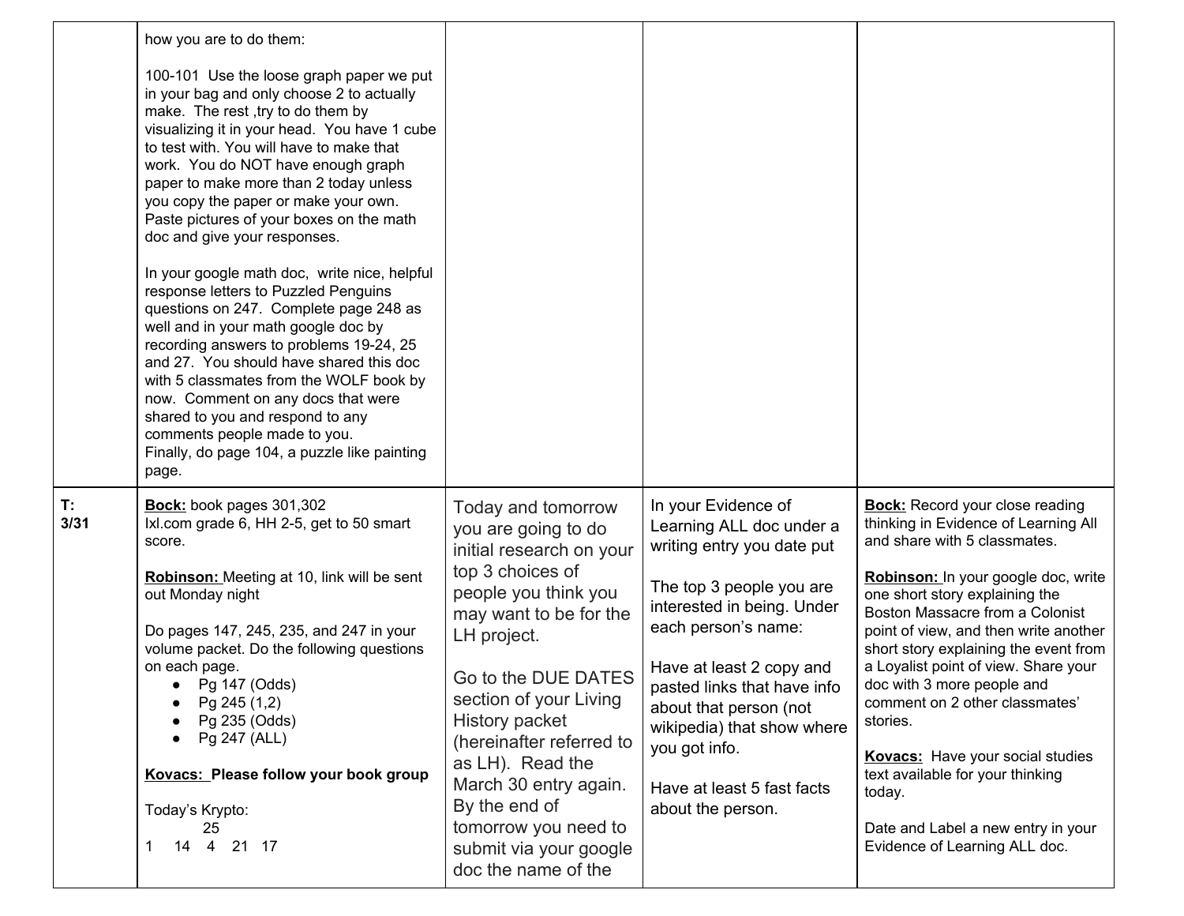| | | | | |
|---|---|---|---|---|
| | how you are to do them:<br><br>100-101 Use the loose graph paper we put in your bag and only choose 2 to actually make. The rest ,try to do them by visualizing it in your head. You have 1 cube to test with. You will have to make that work. You do NOT have enough graph paper to make more than 2 today unless you copy the paper or make your own. Paste pictures of your boxes on the math doc and give your responses.<br><br>In your google math doc, write nice, helpful response letters to Puzzled Penguins questions on 247. Complete page 248 as well and in your math google doc by recording answers to problems 19-24, 25 and 27. You should have shared this doc with 5 classmates from the WOLF book by now. Comment on any docs that were shared to you and respond to any comments people made to you.<br>Finally, do page 104, a puzzle like painting page. | | | |
| **T: 3/31** | **<u>Bock:</u>** book pages 301,302<br>Ixl.com grade 6, HH 2-5, get to 50 smart score.<br><br>**<u>Robinson:</u>** Meeting at 10, link will be sent out Monday night<br><br>Do pages 147, 245, 235, and 247 in your volume packet. Do the following questions on each page.<br>• Pg 147 (Odds)<br>• Pg 245 (1,2)<br>• Pg 235 (Odds)<br>• Pg 247 (ALL)<br><br>**<u>Kovacs:</u> Please follow your book group**<br><br>Today's Krypto:<br>25<br>1 14 4 21 17 | Today and tomorrow you are going to do initial research on your top 3 choices of people you think you may want to be for the LH project.<br><br>Go to the DUE DATES section of your Living History packet (hereinafter referred to as LH). Read the March 30 entry again. By the end of tomorrow you need to submit via your google doc the name of the | In your Evidence of Learning ALL doc under a writing entry you date put<br><br>The top 3 people you are interested in being. Under each person's name:<br><br>Have at least 2 copy and pasted links that have info about that person (not wikipedia) that show where you got info.<br><br>Have at least 5 fast facts about the person. | **<u>Bock:</u>** Record your close reading thinking in Evidence of Learning All and share with 5 classmates.<br><br>**<u>Robinson:</u>** In your google doc, write one short story explaining the Boston Massacre from a Colonist point of view, and then write another short story explaining the event from a Loyalist point of view. Share your doc with 3 more people and comment on 2 other classmates' stories.<br><br>**<u>Kovacs:</u>** Have your social studies text available for your thinking today.<br><br>Date and Label a new entry in your Evidence of Learning ALL doc. |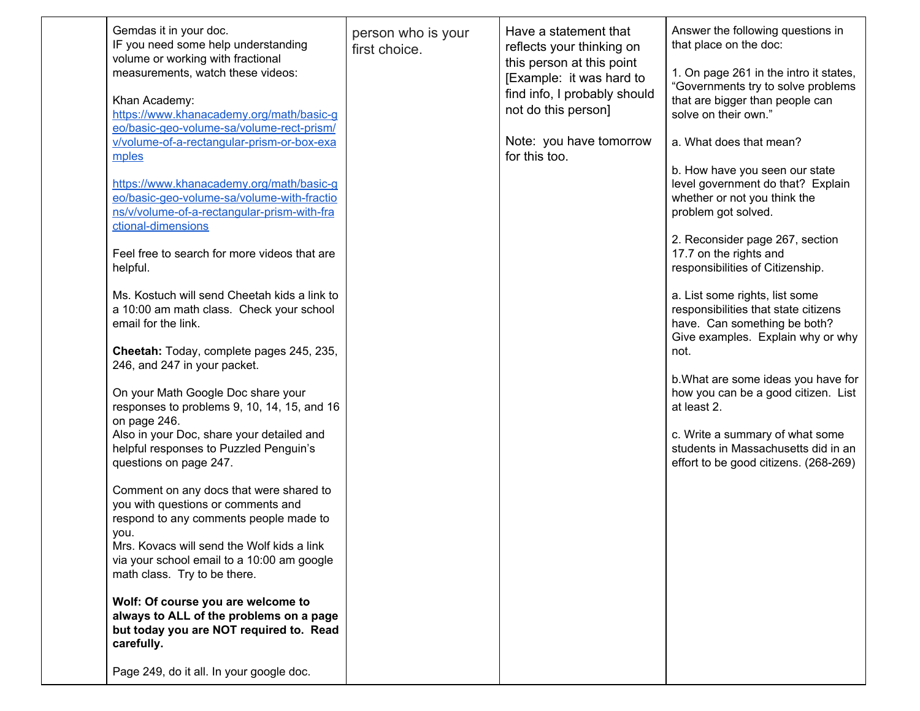| | | | | |
|---|---|---|---|---|
| | Gemdas it in your doc.<br>IF you need some help understanding volume or working with fractional measurements, watch these videos:<br><br>Khan Academy:<br>https://www.khanacademy.org/math/basic-geo/basic-geo-volume-sa/volume-rect-prism/v/volume-of-a-rectangular-prism-or-box-examples<br><br>https://www.khanacademy.org/math/basic-geo/basic-geo-volume-sa/volume-with-fractions/v/volume-of-a-rectangular-prism-with-fractional-dimensions<br><br>Feel free to search for more videos that are helpful.<br><br>Ms. Kostuch will send Cheetah kids a link to a 10:00 am math class. Check your school email for the link.<br><br>**Cheetah:** Today, complete pages 245, 235, 246, and 247 in your packet.<br><br>On your Math Google Doc share your responses to problems 9, 10, 14, 15, and 16 on page 246.<br>Also in your Doc, share your detailed and helpful responses to Puzzled Penguin's questions on page 247.<br><br>Comment on any docs that were shared to you with questions or comments and respond to any comments people made to you.<br>Mrs. Kovacs will send the Wolf kids a link via your school email to a 10:00 am google math class. Try to be there.<br><br>**Wolf: Of course you are welcome to always to ALL of the problems on a page but today you are NOT required to. Read carefully.**<br><br>Page 249, do it all. In your google doc. | person who is your first choice. | Have a statement that reflects your thinking on this person at this point [Example: it was hard to find info, I probably should not do this person]<br><br>Note: you have tomorrow for this too. | Answer the following questions in that place on the doc:<br><br>1. On page 261 in the intro it states, "Governments try to solve problems that are bigger than people can solve on their own."<br><br>a. What does that mean?<br><br>b. How have you seen our state level government do that? Explain whether or not you think the problem got solved.<br><br>2. Reconsider page 267, section 17.7 on the rights and responsibilities of Citizenship.<br><br>a. List some rights, list some responsibilities that state citizens have. Can something be both? Give examples. Explain why or why not.<br><br>b.What are some ideas you have for how you can be a good citizen. List at least 2.<br><br>c. Write a summary of what some students in Massachusetts did in an effort to be good citizens. (268-269) |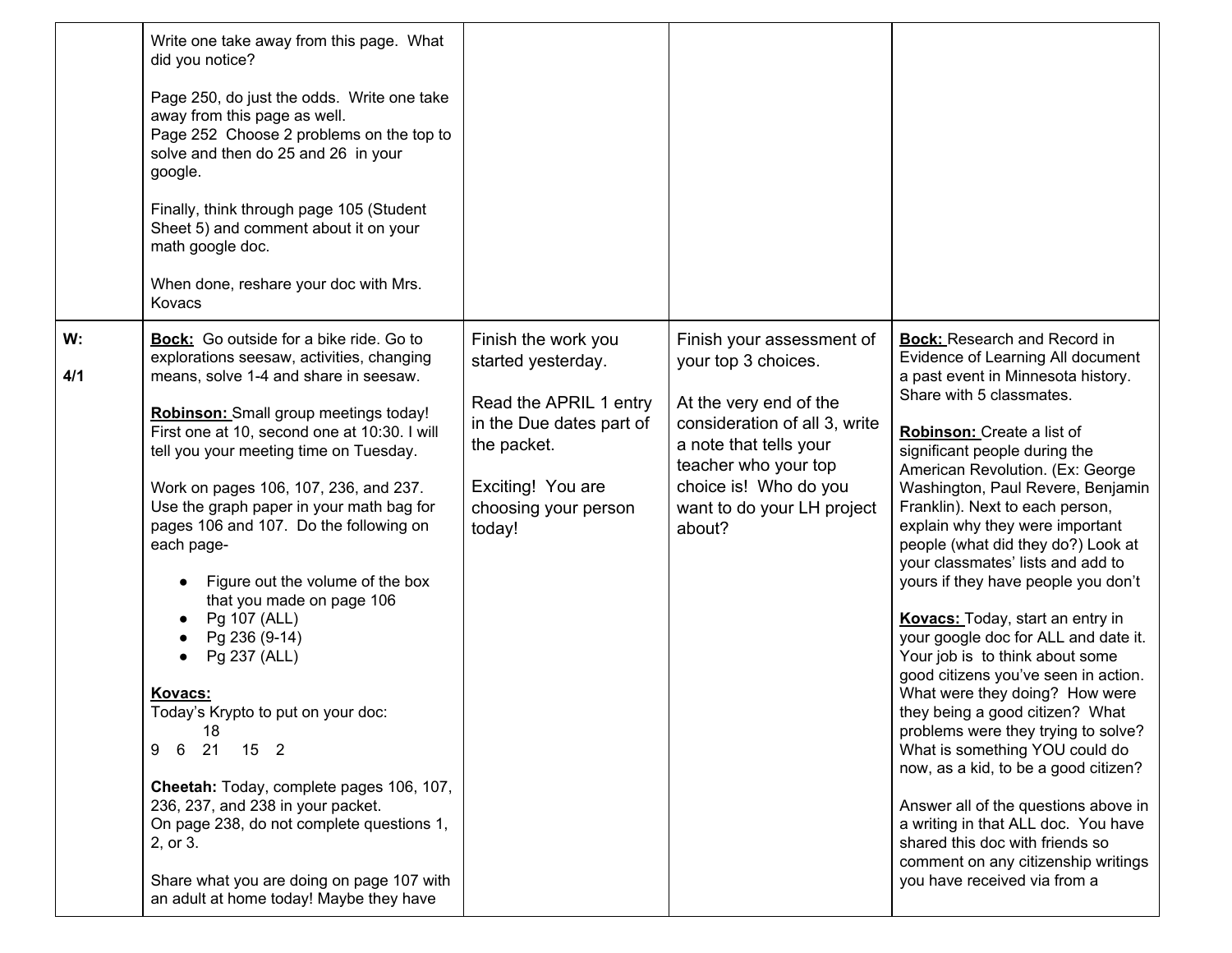| | | | | |
|---|---|---|---|---|
| | Write one take away from this page. What did you notice?<br><br>Page 250, do just the odds. Write one take away from this page as well.<br>Page 252 Choose 2 problems on the top to solve and then do 25 and 26 in your google.<br><br>Finally, think through page 105 (Student Sheet 5) and comment about it on your math google doc.<br><br>When done, reshare your doc with Mrs. Kovacs | | | |
| **W:**<br><br>**4/1** | **Bock:** Go outside for a bike ride. Go to explorations seesaw, activities, changing means, solve 1-4 and share in seesaw.<br><br>**Robinson:** Small group meetings today! First one at 10, second one at 10:30. I will tell you your meeting time on Tuesday.<br><br>Work on pages 106, 107, 236, and 237. Use the graph paper in your math bag for pages 106 and 107. Do the following on each page-<br><br>• Figure out the volume of the box that you made on page 106<br>• Pg 107 (ALL)<br>• Pg 236 (9-14)<br>• Pg 237 (ALL)<br><br>**Kovacs:**<br>Today's Krypto to put on your doc:<br>18<br>9 6 21 15 2<br><br>**Cheetah:** Today, complete pages 106, 107, 236, 237, and 238 in your packet.<br>On page 238, do not complete questions 1, 2, or 3.<br><br>Share what you are doing on page 107 with an adult at home today! Maybe they have | Finish the work you started yesterday.<br><br>Read the APRIL 1 entry in the Due dates part of the packet.<br><br>Exciting! You are choosing your person today! | Finish your assessment of your top 3 choices.<br><br>At the very end of the consideration of all 3, write a note that tells your teacher who your top choice is! Who do you want to do your LH project about? | **Bock:** Research and Record in Evidence of Learning All document a past event in Minnesota history. Share with 5 classmates.<br><br>**Robinson:** Create a list of significant people during the American Revolution. (Ex: George Washington, Paul Revere, Benjamin Franklin). Next to each person, explain why they were important people (what did they do?) Look at your classmates' lists and add to yours if they have people you don't<br><br>**Kovacs:** Today, start an entry in your google doc for ALL and date it. Your job is to think about some good citizens you've seen in action. What were they doing? How were they being a good citizen? What problems were they trying to solve? What is something YOU could do now, as a kid, to be a good citizen?<br><br>Answer all of the questions above in a writing in that ALL doc. You have shared this doc with friends so comment on any citizenship writings you have received via from a |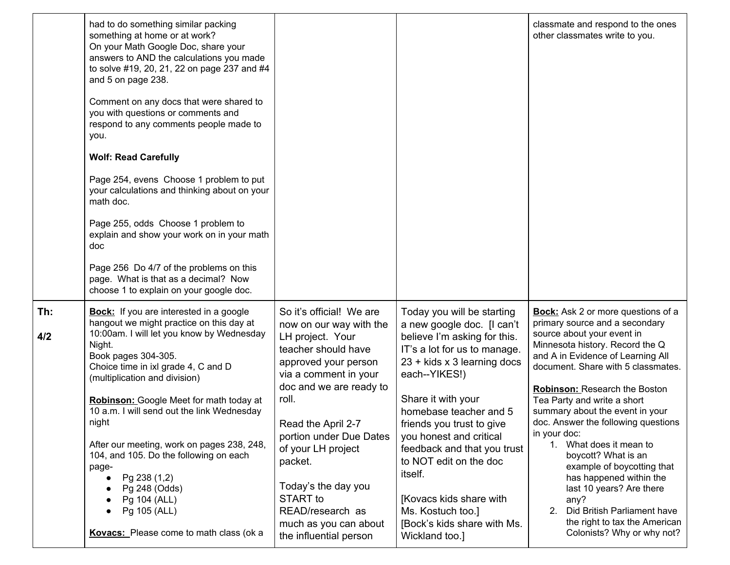| | | | | |
|---|---|---|---|---|
| | had to do something similar packing something at home or at work?<br>On your Math Google Doc, share your answers to AND the calculations you made to solve #19, 20, 21, 22 on page 237 and #4 and 5 on page 238.<br><br>Comment on any docs that were shared to you with questions or comments and respond to any comments people made to you.<br><br>**Wolf: Read Carefully**<br><br>Page 254, evens Choose 1 problem to put your calculations and thinking about on your math doc.<br><br>Page 255, odds Choose 1 problem to explain and show your work on in your math doc<br><br>Page 256 Do 4/7 of the problems on this page. What is that as a decimal? Now choose 1 to explain on your google doc. | | | classmate and respond to the ones other classmates write to you. |
| **Th:**<br><br>**4/2** | **<u>Bock:</u>** If you are interested in a google hangout we might practice on this day at 10:00am. I will let you know by Wednesday Night.<br>Book pages 304-305.<br>Choice time in ixl grade 4, C and D (multiplication and division)<br><br>**<u>Robinson:</u>** Google Meet for math today at 10 a.m. I will send out the link Wednesday night<br><br>After our meeting, work on pages 238, 248, 104, and 105. Do the following on each page-<br>• Pg 238 (1,2)<br>• Pg 248 (Odds)<br>• Pg 104 (ALL)<br>• Pg 105 (ALL)<br><br>**<u>Kovacs:</u>** Please come to math class (ok a | So it's official! We are now on our way with the LH project. Your teacher should have approved your person via a comment in your doc and we are ready to roll.<br><br>Read the April 2-7 portion under Due Dates of your LH project packet.<br><br>Today's the day you START to READ/research as much as you can about the influential person | Today you will be starting a new google doc. [I can't believe I'm asking for this. IT's a lot for us to manage. 23 + kids x 3 learning docs each--YIKES!)<br><br>Share it with your homebase teacher and 5 friends you trust to give you honest and critical feedback and that you trust to NOT edit on the doc itself.<br><br>[Kovacs kids share with Ms. Kostuch too.]<br>[Bock's kids share with Ms. Wickland too.] | **<u>Bock:</u>** Ask 2 or more questions of a primary source and a secondary source about your event in Minnesota history. Record the Q and A in Evidence of Learning All document. Share with 5 classmates.<br><br>**<u>Robinson:</u>** Research the Boston Tea Party and write a short summary about the event in your doc. Answer the following questions in your doc:<br>1. What does it mean to boycott? What is an example of boycotting that has happened within the last 10 years? Are there any?<br>2. Did British Parliament have the right to tax the American Colonists? Why or why not? |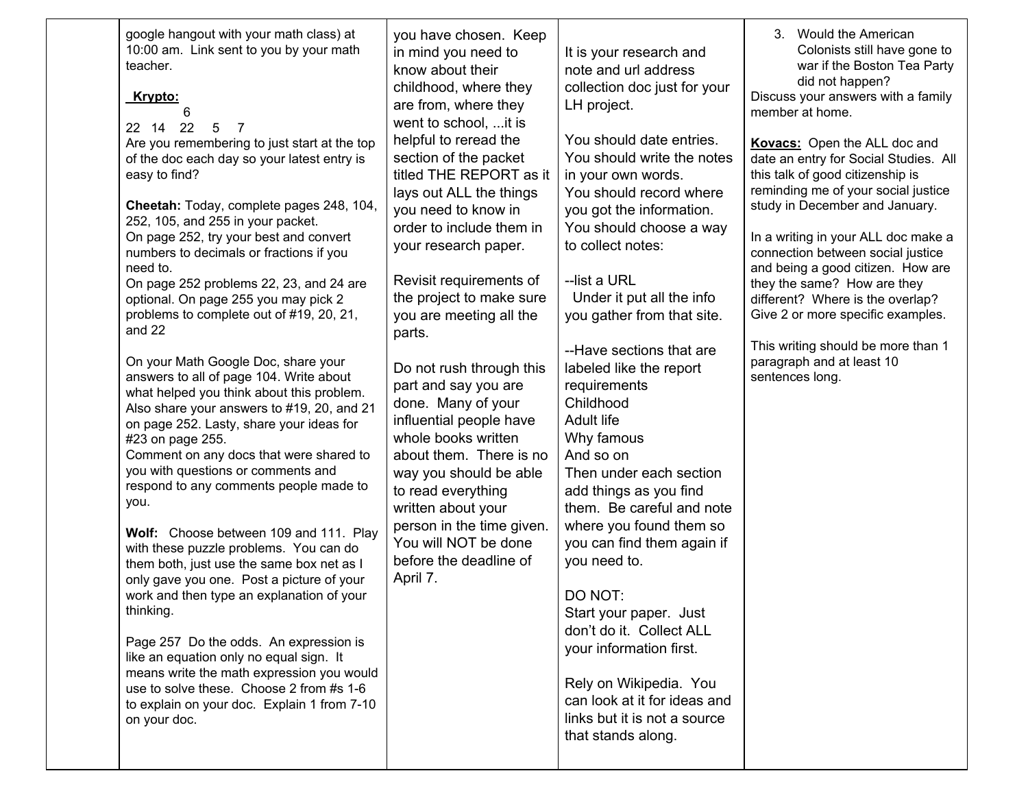| | | | | |
|---|---|---|---|---|
| | google hangout with your math class) at 10:00 am. Link sent to you by your math teacher.<br><br>**Krypto:**<br>6<br>22 14 22 5 7<br>Are you remembering to just start at the top of the doc each day so your latest entry is easy to find?<br><br>**Cheetah:** Today, complete pages 248, 104, 252, 105, and 255 in your packet.<br>On page 252, try your best and convert numbers to decimals or fractions if you need to.<br>On page 252 problems 22, 23, and 24 are optional. On page 255 you may pick 2 problems to complete out of #19, 20, 21, and 22<br><br>On your Math Google Doc, share your answers to all of page 104. Write about what helped you think about this problem. Also share your answers to #19, 20, and 21 on page 252. Lasty, share your ideas for #23 on page 255.<br>Comment on any docs that were shared to you with questions or comments and respond to any comments people made to you.<br><br>**Wolf:** Choose between 109 and 111. Play with these puzzle problems. You can do them both, just use the same box net as I only gave you one. Post a picture of your work and then type an explanation of your thinking.<br><br>Page 257 Do the odds. An expression is like an equation only no equal sign. It means write the math expression you would use to solve these. Choose 2 from #s 1-6 to explain on your doc. Explain 1 from 7-10 on your doc. | you have chosen. Keep in mind you need to know about their childhood, where they are from, where they went to school, ...it is helpful to reread the section of the packet titled THE REPORT as it lays out ALL the things you need to know in order to include them in your research paper.<br><br>Revisit requirements of the project to make sure you are meeting all the parts.<br><br>Do not rush through this part and say you are done. Many of your influential people have whole books written about them. There is no way you should be able to read everything written about your person in the time given. You will NOT be done before the deadline of April 7. | It is your research and note and url address collection doc just for your LH project.<br><br>You should date entries.<br>You should write the notes in your own words.<br>You should record where you got the information.<br>You should choose a way to collect notes:<br><br>--list a URL<br>Under it put all the info you gather from that site.<br><br>--Have sections that are labeled like the report requirements<br>Childhood<br>Adult life<br>Why famous<br>And so on<br>Then under each section add things as you find them. Be careful and note where you found them so you can find them again if you need to.<br><br>DO NOT:<br>Start your paper. Just don't do it. Collect ALL your information first.<br><br>Rely on Wikipedia. You can look at it for ideas and links but it is not a source that stands along. | 3. Would the American Colonists still have gone to war if the Boston Tea Party did not happen?<br>Discuss your answers with a family member at home.<br><br>**Kovacs:** Open the ALL doc and date an entry for Social Studies. All this talk of good citizenship is reminding me of your social justice study in December and January.<br><br>In a writing in your ALL doc make a connection between social justice and being a good citizen. How are they the same? How are they different? Where is the overlap? Give 2 or more specific examples.<br><br>This writing should be more than 1 paragraph and at least 10 sentences long. |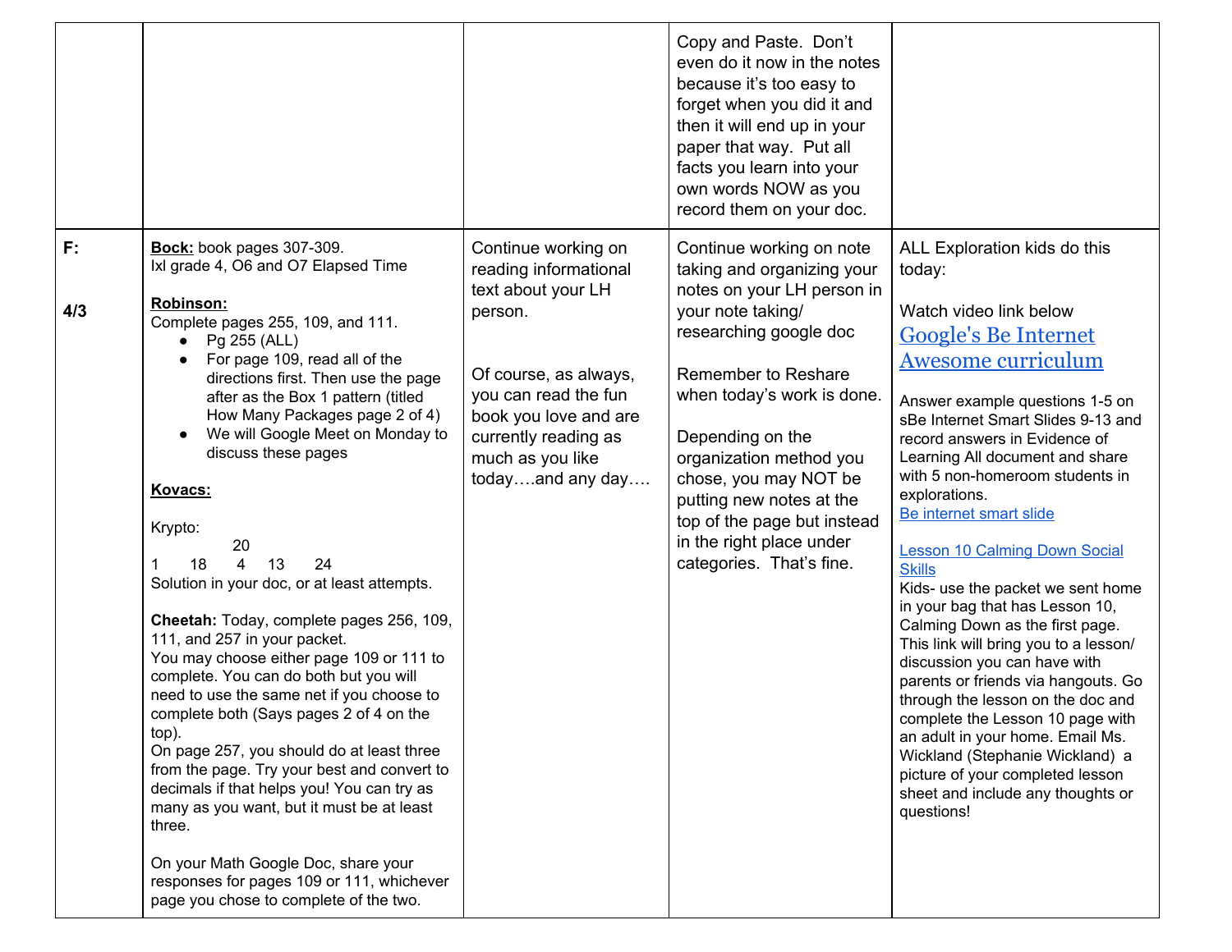| | | | | |
|---|---|---|---|---|
| | | | Copy and Paste. Don't even do it now in the notes because it's too easy to forget when you did it and then it will end up in your paper that way. Put all facts you learn into your own words NOW as you record them on your doc. | |
| F:<br><br>4/3 | **Bock:** book pages 307-309.<br>Ixl grade 4, O6 and O7 Elapsed Time<br><br>**Robinson:**<br>Complete pages 255, 109, and 111.<br>• Pg 255 (ALL)<br>• For page 109, read all of the directions first. Then use the page after as the Box 1 pattern (titled How Many Packages page 2 of 4)<br>• We will Google Meet on Monday to discuss these pages<br><br>**Kovacs:**<br><br>Krypto:<br>20<br>1 18 4 13 24<br>Solution in your doc, or at least attempts.<br><br>**Cheetah:** Today, complete pages 256, 109, 111, and 257 in your packet.<br>You may choose either page 109 or 111 to complete. You can do both but you will need to use the same net if you choose to complete both (Says pages 2 of 4 on the top).<br>On page 257, you should do at least three from the page. Try your best and convert to decimals if that helps you! You can try as many as you want, but it must be at least three.<br><br>On your Math Google Doc, share your responses for pages 109 or 111, whichever page you chose to complete of the two. | Continue working on reading informational text about your LH person.<br><br>Of course, as always, you can read the fun book you love and are currently reading as much as you like today….and any day…. | Continue working on note taking and organizing your notes on your LH person in your note taking/ researching google doc<br><br>Remember to Reshare when today's work is done.<br><br>Depending on the organization method you chose, you may NOT be putting new notes at the top of the page but instead in the right place under categories. That's fine. | ALL Exploration kids do this today:<br><br>Watch video link below<br>Google's Be Internet Awesome curriculum<br><br>Answer example questions 1-5 on sBe Internet Smart Slides 9-13 and record answers in Evidence of Learning All document and share with 5 non-homeroom students in explorations.<br>Be internet smart slide<br><br>Lesson 10 Calming Down Social Skills<br>Kids- use the packet we sent home in your bag that has Lesson 10, Calming Down as the first page. This link will bring you to a lesson/ discussion you can have with parents or friends via hangouts. Go through the lesson on the doc and complete the Lesson 10 page with an adult in your home. Email Ms. Wickland (Stephanie Wickland) a picture of your completed lesson sheet and include any thoughts or questions! |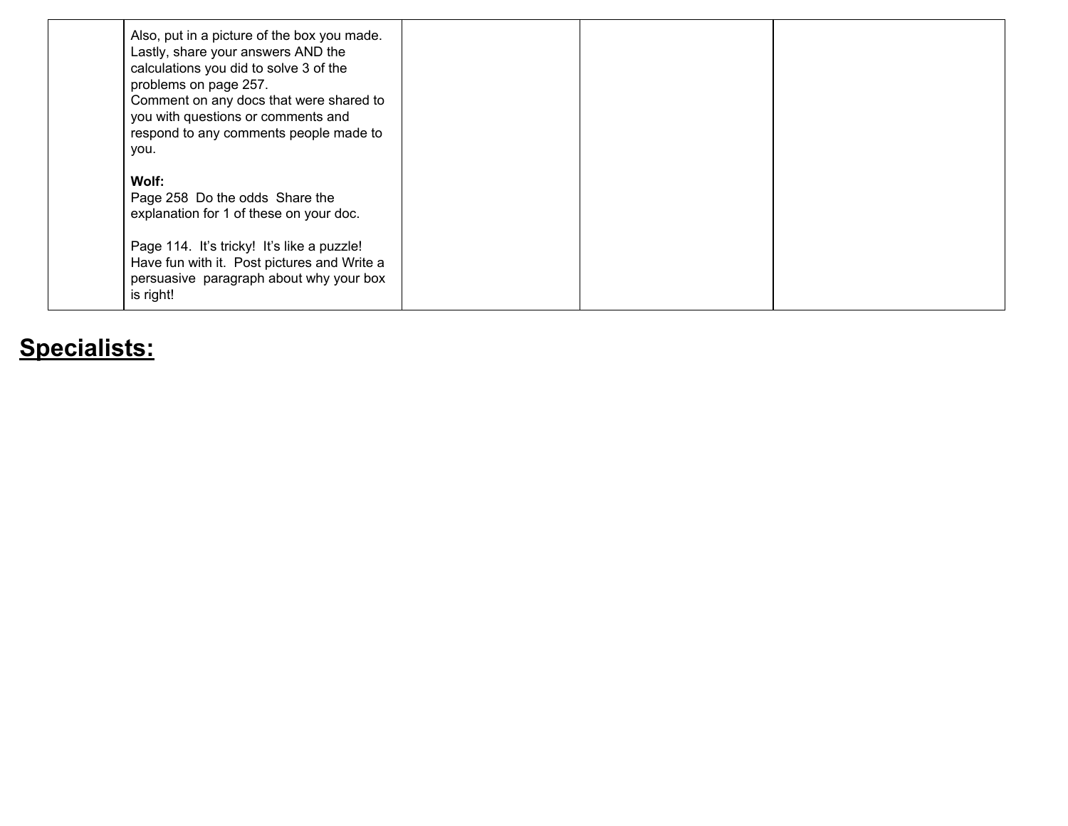| | | | | |
|---|---|---|---|---|
| | Also, put in a picture of the box you made. Lastly, share your answers AND the calculations you did to solve 3 of the problems on page 257.<br>Comment on any docs that were shared to you with questions or comments and respond to any comments people made to you.<br><br>**Wolf:**<br>Page 258  Do the odds  Share the explanation for 1 of these on your doc.<br><br>Page 114.  It's tricky!  It's like a puzzle! Have fun with it.  Post pictures and Write a persuasive  paragraph about why your box is right! | | | |

## Specialists: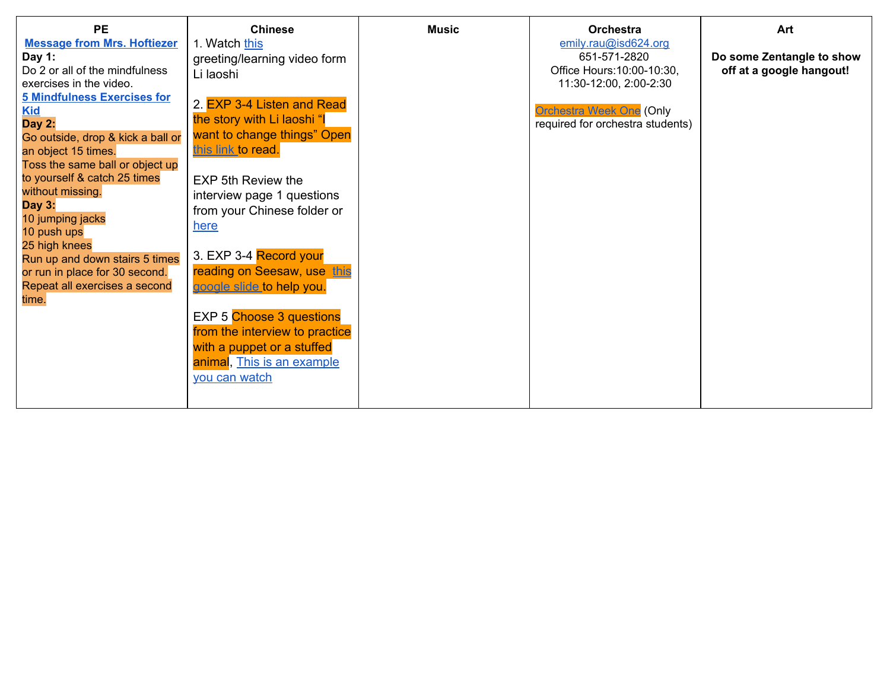| PE | Chinese | Music | Orchestra | Art |
|---|---|---|---|---|
| **Message from Mrs. Hoftiezer**<br>**Day 1:**<br>Do 2 or all of the mindfulness exercises in the video.<br>**5 Mindfulness Exercises for Kid**<br>**Day 2:**<br>Go outside, drop & kick a ball or an object 15 times.<br>Toss the same ball or object up to yourself & catch 25 times without missing.<br>**Day 3:**<br>10 jumping jacks<br>10 push ups<br>25 high knees<br>Run up and down stairs 5 times or run in place for 30 second.<br>Repeat all exercises a second time. | 1. Watch this greeting/learning video form Li laoshi<br><br>2. EXP 3-4 Listen and Read the story with Li laoshi "I want to change things" Open this link to read.<br><br>EXP 5th Review the interview page 1 questions from your Chinese folder or here<br><br>3. EXP 3-4 Record your reading on Seesaw, use this google slide to help you.<br><br>EXP 5 Choose 3 questions from the interview to practice with a puppet or a stuffed animal, This is an example you can watch | | emily.rau@isd624.org<br>651-571-2820<br>Office Hours:10:00-10:30, 11:30-12:00, 2:00-2:30<br><br>Orchestra Week One (Only required for orchestra students) | **Do some Zentangle to show off at a google hangout!** |